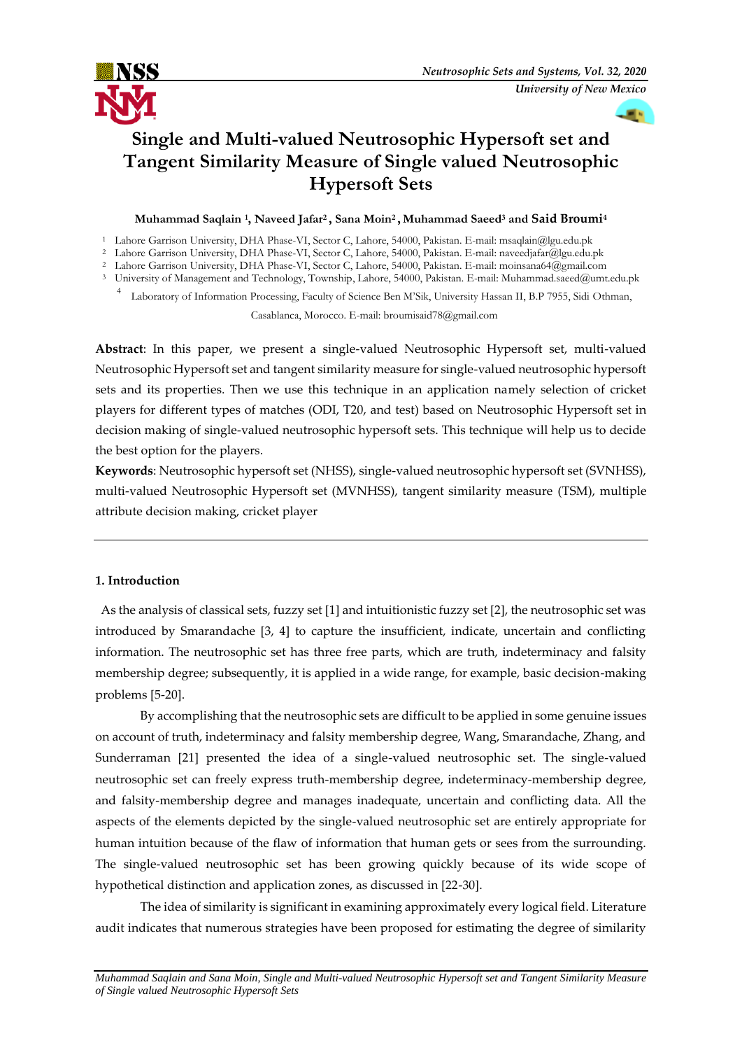# Single and Multi-valued Neutrosophic Hypersoft set and Tangent Similarity Measure of Single valued Neutrosophic Hypersoft Sets

**Muhammad Saqlain [1], Naveed Jafar[2] , Sana Moin[2] , Muhammad Saeed[3] and Said Broumi[4]**

[1] Lahore Garrison University, DHA Phase-VI, Sector C, Lahore, 54000, Pakistan. E-mail: msaqlain@lgu.edu.pk

[2] Lahore Garrison University, DHA Phase-VI, Sector C, Lahore, 54000, Pakistan. E-mail: naveedjafar@lgu.edu.pk

[2] Lahore Garrison University, DHA Phase-VI, Sector C, Lahore, 54000, Pakistan. E-mail: moinsana64@gmail.com

[3] University of Management and Technology, Township, Lahore, 54000, Pakistan. E-mail: Muhammad.saeed@umt.edu.pk

[4] Laboratory of Information Processing, Faculty of Science Ben M'Sik, University Hassan II, B.P 7955, Sidi Othman, Casablanca, Morocco. E-mail: broumisaid78@gmail.com

**Abstract**: In this paper, we present a single-valued Neutrosophic Hypersoft set, multi-valued Neutrosophic Hypersoft set and tangent similarity measure for single-valued neutrosophic hypersoft sets and its properties. Then we use this technique in an application namely selection of cricket players for different types of matches (ODI, T20, and test) based on Neutrosophic Hypersoft set in decision making of single-valued neutrosophic hypersoft sets. This technique will help us to decide the best option for the players.

**Keywords**: Neutrosophic hypersoft set (NHSS), single-valued neutrosophic hypersoft set (SVNHSS), multi-valued Neutrosophic Hypersoft set (MVNHSS), tangent similarity measure (TSM), multiple attribute decision making, cricket player

## 1. Introduction

As the analysis of classical sets, fuzzy set [1] and intuitionistic fuzzy set [2], the neutrosophic set was introduced by Smarandache [3, 4] to capture the insufficient, indicate, uncertain and conflicting information. The neutrosophic set has three free parts, which are truth, indeterminacy and falsity membership degree; subsequently, it is applied in a wide range, for example, basic decision-making problems [5-20].

By accomplishing that the neutrosophic sets are difficult to be applied in some genuine issues on account of truth, indeterminacy and falsity membership degree, Wang, Smarandache, Zhang, and Sunderraman [21] presented the idea of a single-valued neutrosophic set. The single-valued neutrosophic set can freely express truth-membership degree, indeterminacy-membership degree, and falsity-membership degree and manages inadequate, uncertain and conflicting data. All the aspects of the elements depicted by the single-valued neutrosophic set are entirely appropriate for human intuition because of the flaw of information that human gets or sees from the surrounding. The single-valued neutrosophic set has been growing quickly because of its wide scope of hypothetical distinction and application zones, as discussed in [22-30].

The idea of similarity is significant in examining approximately every logical field. Literature audit indicates that numerous strategies have been proposed for estimating the degree of similarity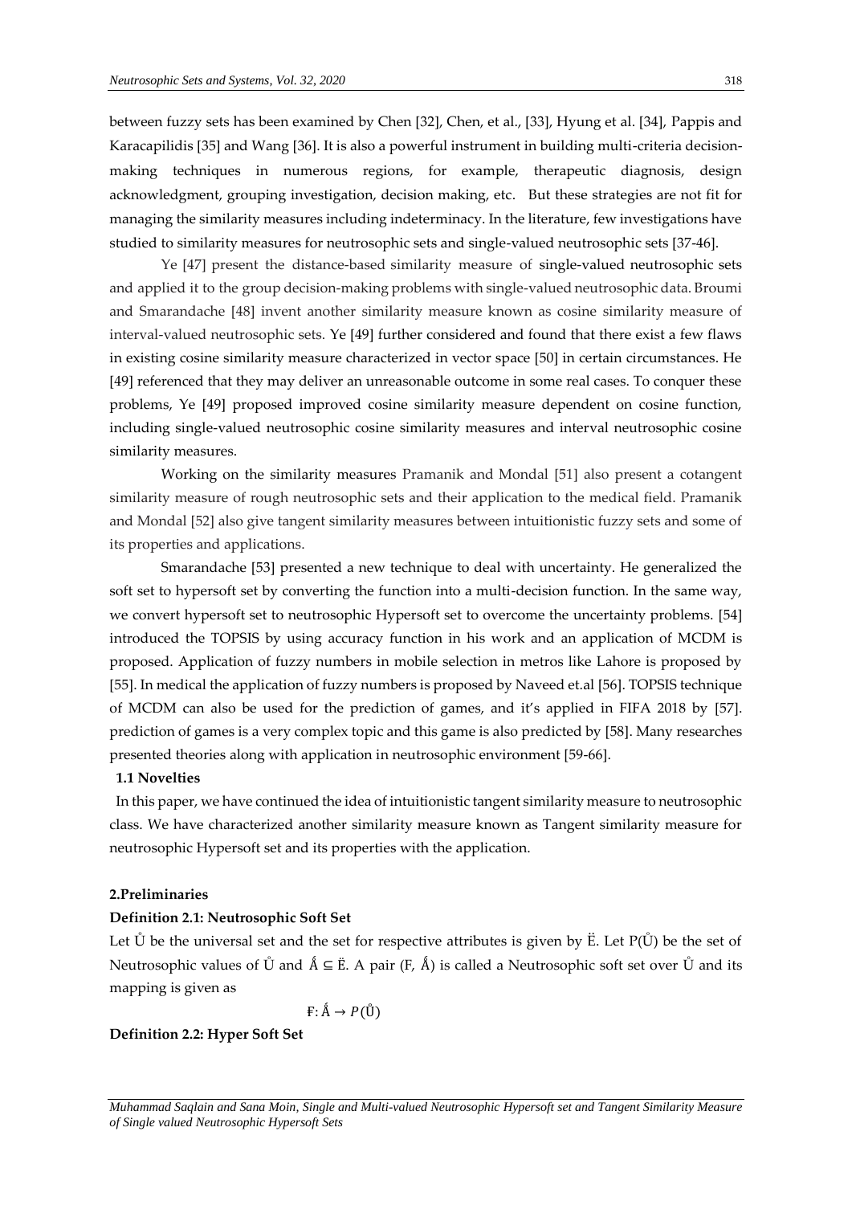between fuzzy sets has been examined by Chen [32], Chen, et al., [33], Hyung et al. [34], Pappis and Karacapilidis [35] and Wang [36]. It is also a powerful instrument in building multi-criteria decision-making techniques in numerous regions, for example, therapeutic diagnosis, design acknowledgment, grouping investigation, decision making, etc. But these strategies are not fit for managing the similarity measures including indeterminacy. In the literature, few investigations have studied to similarity measures for neutrosophic sets and single-valued neutrosophic sets [37-46].

Ye [47] present the distance-based similarity measure of single-valued neutrosophic sets and applied it to the group decision-making problems with single-valued neutrosophic data. Broumi and Smarandache [48] invent another similarity measure known as cosine similarity measure of interval-valued neutrosophic sets. Ye [49] further considered and found that there exist a few flaws in existing cosine similarity measure characterized in vector space [50] in certain circumstances. He [49] referenced that they may deliver an unreasonable outcome in some real cases. To conquer these problems, Ye [49] proposed improved cosine similarity measure dependent on cosine function, including single-valued neutrosophic cosine similarity measures and interval neutrosophic cosine similarity measures.

Working on the similarity measures Pramanik and Mondal [51] also present a cotangent similarity measure of rough neutrosophic sets and their application to the medical field. Pramanik and Mondal [52] also give tangent similarity measures between intuitionistic fuzzy sets and some of its properties and applications.

Smarandache [53] presented a new technique to deal with uncertainty. He generalized the soft set to hypersoft set by converting the function into a multi-decision function. In the same way, we convert hypersoft set to neutrosophic Hypersoft set to overcome the uncertainty problems. [54] introduced the TOPSIS by using accuracy function in his work and an application of MCDM is proposed. Application of fuzzy numbers in mobile selection in metros like Lahore is proposed by [55]. In medical the application of fuzzy numbers is proposed by Naveed et.al [56]. TOPSIS technique of MCDM can also be used for the prediction of games, and it's applied in FIFA 2018 by [57]. prediction of games is a very complex topic and this game is also predicted by [58]. Many researches presented theories along with application in neutrosophic environment [59-66].

### 1.1 Novelties

In this paper, we have continued the idea of intuitionistic tangent similarity measure to neutrosophic class. We have characterized another similarity measure known as Tangent similarity measure for neutrosophic Hypersoft set and its properties with the application.

## 2.Preliminaries

**Definition 2.1: Neutrosophic Soft Set**

Let Ů be the universal set and the set for respective attributes is given by Ë. Let P(Ů) be the set of Neutrosophic values of Ů and Ấ ⊆ Ë. A pair (F, Ấ) is called a Neutrosophic soft set over Ů and its mapping is given as

$$Ғ: Ấ \rightarrow P(Ů)$$

**Definition 2.2: Hyper Soft Set**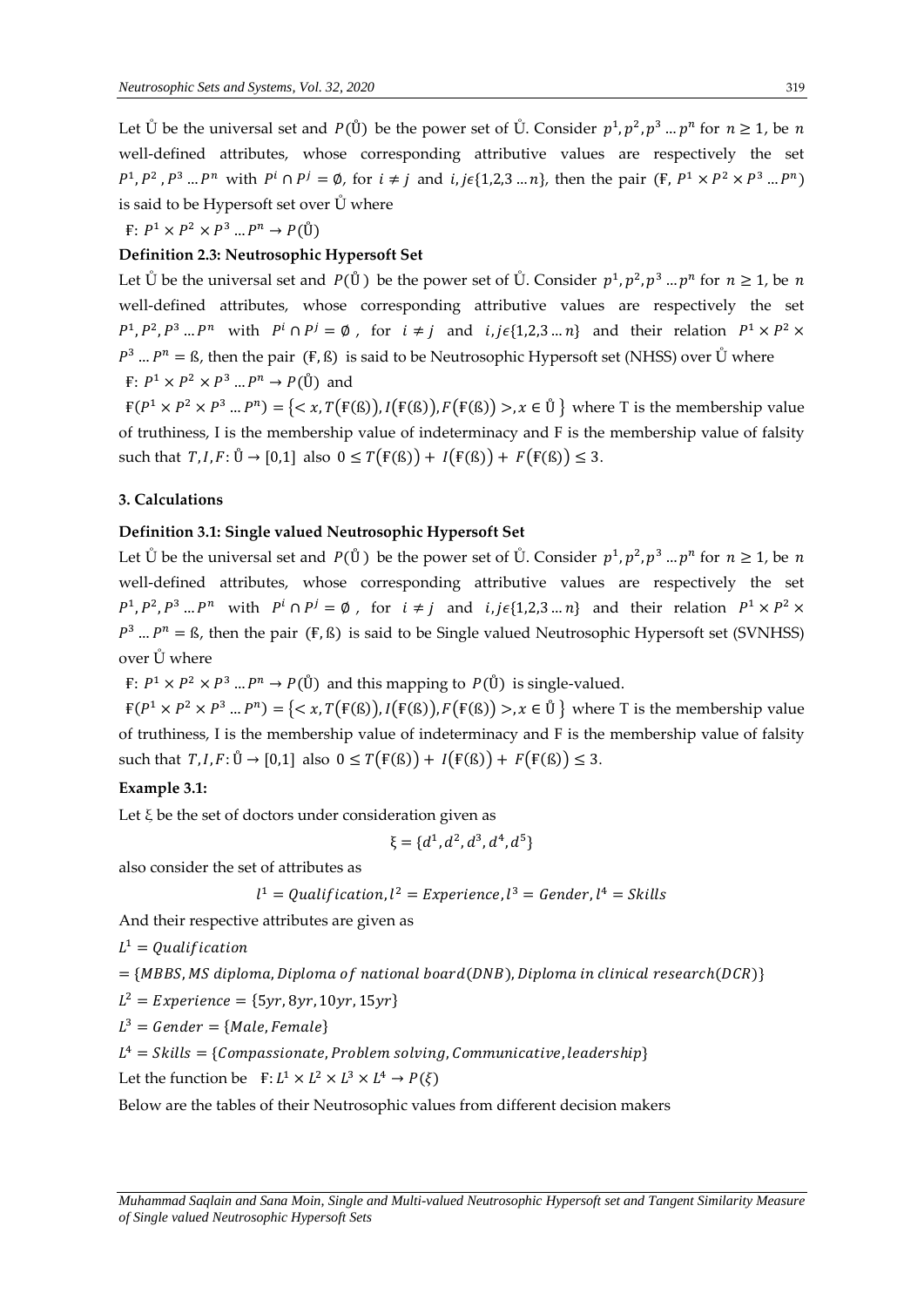Let $\mathring{\text{U}}$ be the universal set and $P(\mathring{\text{U}})$ be the power set of $\mathring{\text{U}}$. Consider $p^1, p^2, p^3 \dots p^n$ for $n \geq 1$, be $n$ well-defined attributes, whose corresponding attributive values are respectively the set $P^1, P^2, P^3 \dots P^n$ with $P^i \cap P^j = \emptyset$, for $i \neq j$ and $i, j \epsilon \{1,2,3 \dots j\}$, then the pair $(\text{Ꞙ}, P^1 \times P^2 \times P^3 \dots P^n)$ is said to be Hypersoft set over $\mathring{\text{U}}$ where

$\text{Ꞙ}: P^1 \times P^2 \times P^3 \dots P^n \rightarrow P(\mathring{\text{U}})$

**Definition 2.3: Neutrosophic Hypersoft Set**

Let $\mathring{\text{U}}$ be the universal set and $P(\mathring{\text{U}})$ be the power set of $\mathring{\text{U}}$. Consider $p^1, p^2, p^3 \dots p^n$ for $n \geq 1$, be $n$ well-defined attributes, whose corresponding attributive values are respectively the set $P^1, P^2, P^3 \dots P^n$ with $P^i \cap P^j = \emptyset$, for $i \neq j$ and $i, j \epsilon \{1,2,3 \dots n\}$ and their relation $P^1 \times P^2 \times P^3 \dots P^n = \text{ß}$, then the pair $(\text{Ꞙ}, \text{ß})$ is said to be Neutrosophic Hypersoft set (NHSS) over $\mathring{\text{U}}$ where

$\text{Ꞙ}: P^1 \times P^2 \times P^3 \dots P^n \rightarrow P(\mathring{\text{U}})$ and

$\text{Ꞙ}(P^1 \times P^2 \times P^3 \dots P^n) = \{< x, T(\text{Ꞙ}(\text{ß})), I(\text{Ꞙ}(\text{ß})), F(\text{Ꞙ}(\text{ß})) >, x \in \mathring{\text{U}}\}$ where T is the membership value of truthiness, I is the membership value of indeterminacy and F is the membership value of falsity such that $T, I, F: \mathring{\text{U}} \rightarrow [0,1]$ also $0 \leq T(\text{Ꞙ}(\text{ß})) + I(\text{Ꞙ}(\text{ß})) + F(\text{Ꞙ}(\text{ß})) \leq 3$.

**3. Calculations**

**Definition 3.1: Single valued Neutrosophic Hypersoft Set**

Let $\mathring{\text{U}}$ be the universal set and $P(\mathring{\text{U}})$ be the power set of $\mathring{\text{U}}$. Consider $p^1, p^2, p^3 \dots p^n$ for $n \geq 1$, be $n$ well-defined attributes, whose corresponding attributive values are respectively the set $P^1, P^2, P^3 \dots P^n$ with $P^i \cap P^j = \emptyset$, for $i \neq j$ and $i, j \epsilon \{1,2,3 \dots n\}$ and their relation $P^1 \times P^2 \times P^3 \dots P^n = \text{ß}$, then the pair $(\text{Ꞙ}, \text{ß})$ is said to be Single valued Neutrosophic Hypersoft set (SVNHSS) over $\mathring{\text{U}}$ where

$\text{Ꞙ}: P^1 \times P^2 \times P^3 \dots P^n \rightarrow P(\mathring{\text{U}})$ and this mapping to $P(\mathring{\text{U}})$ is single-valued.

$\text{Ꞙ}(P^1 \times P^2 \times P^3 \dots P^n) = \{< x, T(\text{Ꞙ}(\text{ß})), I(\text{Ꞙ}(\text{ß})), F(\text{Ꞙ}(\text{ß})) >, x \in \mathring{\text{U}}\}$ where T is the membership value of truthiness, I is the membership value of indeterminacy and F is the membership value of falsity such that $T, I, F: \mathring{\text{U}} \rightarrow [0,1]$ also $0 \leq T(\text{Ꞙ}(\text{ß})) + I(\text{Ꞙ}(\text{ß})) + F(\text{Ꞙ}(\text{ß})) \leq 3$.

**Example 3.1:**

Let ξ be the set of doctors under consideration given as

$$\xi = \{d^1, d^2, d^3, d^4, d^5\}$$

also consider the set of attributes as

$$l^1 = Qualification, l^2 = Experience, l^3 = Gender, l^4 = Skills$$

And their respective attributes are given as

$L^1 = Qualification$

$= \{MBBS, MS\ diploma, Diploma\ of\ national\ board(DNB), Diploma\ in\ clinical\ research(DCR)\}$

$L^2 = Experience = \{5yr, 8yr, 10yr, 15yr\}$

$L^3 = Gender = \{Male, Female\}$

$L^4 = Skills = \{Compassionate, Problem\ solving, Communicative, leadership\}$

Let the function be $\text{Ꞙ}: L^1 \times L^2 \times L^3 \times L^4 \rightarrow P(\xi)$

Below are the tables of their Neutrosophic values from different decision makers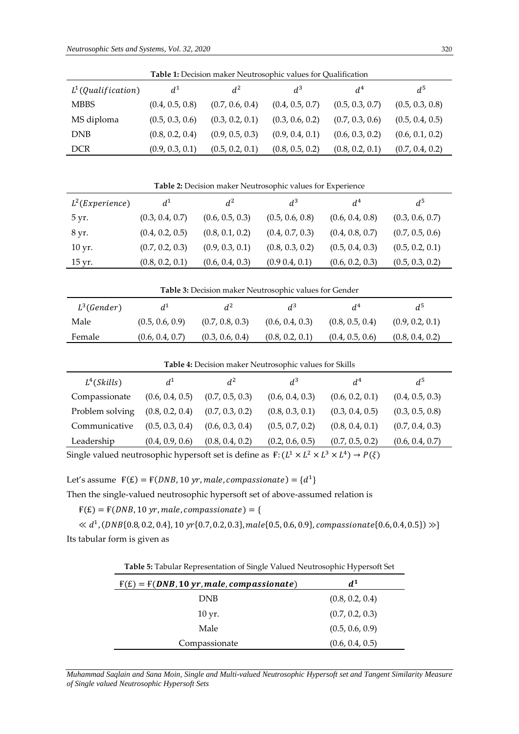**Table 1:** Decision maker Neutrosophic values for Qualification

| $L^1(Qualification)$ | $d^1$ | $d^2$ | $d^3$ | $d^4$ | $d^5$ |
|---|---|---|---|---|---|
| MBBS | (0.4, 0.5, 0.8) | (0.7, 0.6, 0.4) | (0.4, 0.5, 0.7) | (0.5, 0.3, 0.7) | (0.5, 0.3, 0.8) |
| MS diploma | (0.5, 0.3, 0.6) | (0.3, 0.2, 0.1) | (0.3, 0.6, 0.2) | (0.7, 0.3, 0.6) | (0.5, 0.4, 0.5) |
| DNB | (0.8, 0.2, 0.4) | (0.9, 0.5, 0.3) | (0.9, 0.4, 0.1) | (0.6, 0.3, 0.2) | (0.6, 0.1, 0.2) |
| DCR | (0.9, 0.3, 0.1) | (0.5, 0.2, 0.1) | (0.8, 0.5, 0.2) | (0.8, 0.2, 0.1) | (0.7, 0.4, 0.2) |

**Table 2:** Decision maker Neutrosophic values for Experience

| $L^2(Experience)$ | $d^1$ | $d^2$ | $d^3$ | $d^4$ | $d^5$ |
|---|---|---|---|---|---|
| 5 yr. | (0.3, 0.4, 0.7) | (0.6, 0.5, 0.3) | (0.5, 0.6, 0.8) | (0.6, 0.4, 0.8) | (0.3, 0.6, 0.7) |
| 8 yr. | (0.4, 0.2, 0.5) | (0.8, 0.1, 0.2) | (0.4, 0.7, 0.3) | (0.4, 0.8, 0.7) | (0.7, 0.5, 0.6) |
| 10 yr. | (0.7, 0.2, 0.3) | (0.9, 0.3, 0.1) | (0.8, 0.3, 0.2) | (0.5, 0.4, 0.3) | (0.5, 0.2, 0.1) |
| 15 yr. | (0.8, 0.2, 0.1) | (0.6, 0.4, 0.3) | (0.9 0.4, 0.1) | (0.6, 0.2, 0.3) | (0.5, 0.3, 0.2) |

**Table 3:** Decision maker Neutrosophic values for Gender

| $L^3(Gender)$ | $d^1$ | $d^2$ | $d^3$ | $d^4$ | $d^5$ |
|---|---|---|---|---|---|
| Male | (0.5, 0.6, 0.9) | (0.7, 0.8, 0.3) | (0.6, 0.4, 0.3) | (0.8, 0.5, 0.4) | (0.9, 0.2, 0.1) |
| Female | (0.6, 0.4, 0.7) | (0.3, 0.6, 0.4) | (0.8, 0.2, 0.1) | (0.4, 0.5, 0.6) | (0.8, 0.4, 0.2) |

**Table 4:** Decision maker Neutrosophic values for Skills

| $L^4(Skills)$ | $d^1$ | $d^2$ | $d^3$ | $d^4$ | $d^5$ |
|---|---|---|---|---|---|
| Compassionate | (0.6, 0.4, 0.5) | (0.7, 0.5, 0.3) | (0.6, 0.4, 0.3) | (0.6, 0.2, 0.1) | (0.4, 0.5, 0.3) |
| Problem solving | (0.8, 0.2, 0.4) | (0.7, 0.3, 0.2) | (0.8, 0.3, 0.1) | (0.3, 0.4, 0.5) | (0.3, 0.5, 0.8) |
| Communicative | (0.5, 0.3, 0.4) | (0.6, 0.3, 0.4) | (0.5, 0.7, 0.2) | (0.8, 0.4, 0.1) | (0.7, 0.4, 0.3) |
| Leadership | (0.4, 0.9, 0.6) | (0.8, 0.4, 0.2) | (0.2, 0.6, 0.5) | (0.7, 0.5, 0.2) | (0.6, 0.4, 0.7) |

Single valued neutrosophic hypersoft set is define as $Ŧ: (L^1 \times L^2 \times L^3 \times L^4) \rightarrow P(\xi)$

Let's assume $Ŧ(£) = Ŧ(DNB, 10\ yr, male, compassionate) = \{d^1\}$

Then the single-valued neutrosophic hypersoft set of above-assumed relation is

$Ŧ(£) = Ŧ(DNB, 10\ yr, male, compassionate) = \{$

$\ll d^1, (DNB\{0.8, 0.2, 0.4\}, 10\ yr\{0.7, 0.2, 0.3\}, male\{0.5, 0.6, 0.9\}, compassionate\{0.6, 0.4, 0.5\}) \gg\}$

Its tabular form is given as

**Table 5:** Tabular Representation of Single Valued Neutrosophic Hypersoft Set

| $Ŧ(£) = Ŧ(\boldsymbol{DNB, 10\ yr, male, compassionate})$ | $\boldsymbol{d^1}$ |
|---|---|
| DNB | (0.8, 0.2, 0.4) |
| 10 yr. | (0.7, 0.2, 0.3) |
| Male | (0.5, 0.6, 0.9) |
| Compassionate | (0.6, 0.4, 0.5) |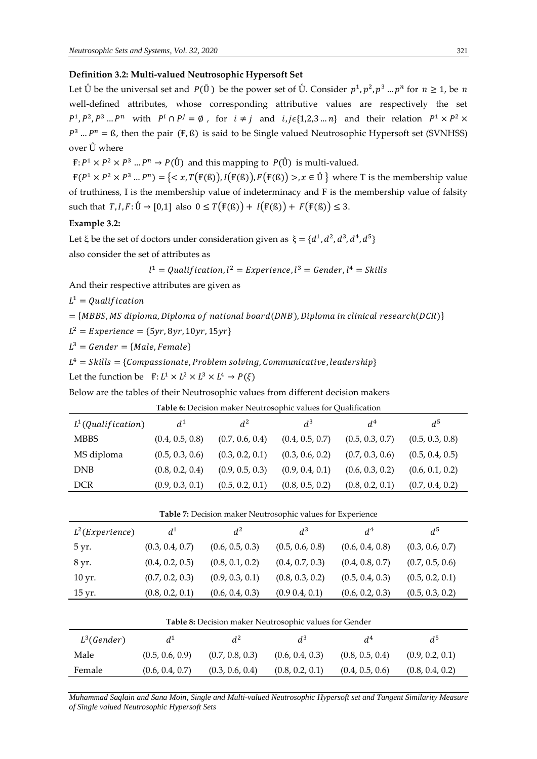**Definition 3.2: Multi-valued Neutrosophic Hypersoft Set**

Let $\mathring{U}$ be the universal set and $P(\mathring{U})$ be the power set of $\mathring{U}$. Consider $p^1, p^2, p^3 \dots p^n$ for $n \geq 1$, be $n$ well-defined attributes, whose corresponding attributive values are respectively the set $P^1, P^2, P^3 \dots P^n$ with $P^i \cap P^j = \emptyset$, for $i \neq j$ and $i, j \epsilon \{1,2,3 \dots n\}$ and their relation $P^1 \times P^2 \times P^3 \dots P^n = ß$, then the pair $(Ғ, ß)$ is said to be Single valued Neutrosophic Hypersoft set (SVNHSS) over $\mathring{U}$ where

$Ғ: P^1 \times P^2 \times P^3 \dots P^n \rightarrow P(\mathring{U})$ and this mapping to $P(\mathring{U})$ is multi-valued.

$Ғ(P^1 \times P^2 \times P^3 \dots P^n) = \{< x, T(Ғ(ß)), I(Ғ(ß)), F(Ғ(ß)) >, x \in \mathring{U}\}$ where T is the membership value of truthiness, I is the membership value of indeterminacy and F is the membership value of falsity such that $T, I, F: \mathring{U} \rightarrow [0,1]$ also $0 \leq T(Ғ(ß)) + I(Ғ(ß)) + F(Ғ(ß)) \leq 3$.

**Example 3.2:**

Let $\xi$ be the set of doctors under consideration given as $\xi = \{d^1, d^2, d^3, d^4, d^5\}$

also consider the set of attributes as

$$l^1 = Qualification, l^2 = Experience, l^3 = Gender, l^4 = Skills$$

And their respective attributes are given as

$L^1 = Qualification$

$= \{MBBS, MS\ diploma, Diploma\ of\ national\ board(DNB), Diploma\ in\ clinical\ research(DCR)\}$

$L^2 = Experience = \{5yr, 8yr, 10yr, 15yr\}$

$L^3 = Gender = \{Male, Female\}$

$L^4 = Skills = \{Compassionate, Problem\ solving, Communicative, leadership\}$

Let the function be $Ғ: L^1 \times L^2 \times L^3 \times L^4 \rightarrow P(\xi)$

Below are the tables of their Neutrosophic values from different decision makers

**Table 6:** Decision maker Neutrosophic values for Qualification

| $L^1(Qualification)$ | $d^1$ | $d^2$ | $d^3$ | $d^4$ | $d^5$ |
|---|---|---|---|---|---|
| MBBS | (0.4, 0.5, 0.8) | (0.7, 0.6, 0.4) | (0.4, 0.5, 0.7) | (0.5, 0.3, 0.7) | (0.5, 0.3, 0.8) |
| MS diploma | (0.5, 0.3, 0.6) | (0.3, 0.2, 0.1) | (0.3, 0.6, 0.2) | (0.7, 0.3, 0.6) | (0.5, 0.4, 0.5) |
| DNB | (0.8, 0.2, 0.4) | (0.9, 0.5, 0.3) | (0.9, 0.4, 0.1) | (0.6, 0.3, 0.2) | (0.6, 0.1, 0.2) |
| DCR | (0.9, 0.3, 0.1) | (0.5, 0.2, 0.1) | (0.8, 0.5, 0.2) | (0.8, 0.2, 0.1) | (0.7, 0.4, 0.2) |

**Table 7:** Decision maker Neutrosophic values for Experience

| $L^2(Experience)$ | $d^1$ | $d^2$ | $d^3$ | $d^4$ | $d^5$ |
|---|---|---|---|---|---|
| 5 yr. | (0.3, 0.4, 0.7) | (0.6, 0.5, 0.3) | (0.5, 0.6, 0.8) | (0.6, 0.4, 0.8) | (0.3, 0.6, 0.7) |
| 8 yr. | (0.4, 0.2, 0.5) | (0.8, 0.1, 0.2) | (0.4, 0.7, 0.3) | (0.4, 0.8, 0.7) | (0.7, 0.5, 0.6) |
| 10 yr. | (0.7, 0.2, 0.3) | (0.9, 0.3, 0.1) | (0.8, 0.3, 0.2) | (0.5, 0.4, 0.3) | (0.5, 0.2, 0.1) |
| 15 yr. | (0.8, 0.2, 0.1) | (0.6, 0.4, 0.3) | (0.9 0.4, 0.1) | (0.6, 0.2, 0.3) | (0.5, 0.3, 0.2) |

**Table 8:** Decision maker Neutrosophic values for Gender

| $L^3(Gender)$ | $d^1$ | $d^2$ | $d^3$ | $d^4$ | $d^5$ |
|---|---|---|---|---|---|
| Male | (0.5, 0.6, 0.9) | (0.7, 0.8, 0.3) | (0.6, 0.4, 0.3) | (0.8, 0.5, 0.4) | (0.9, 0.2, 0.1) |
| Female | (0.6, 0.4, 0.7) | (0.3, 0.6, 0.4) | (0.8, 0.2, 0.1) | (0.4, 0.5, 0.6) | (0.8, 0.4, 0.2) |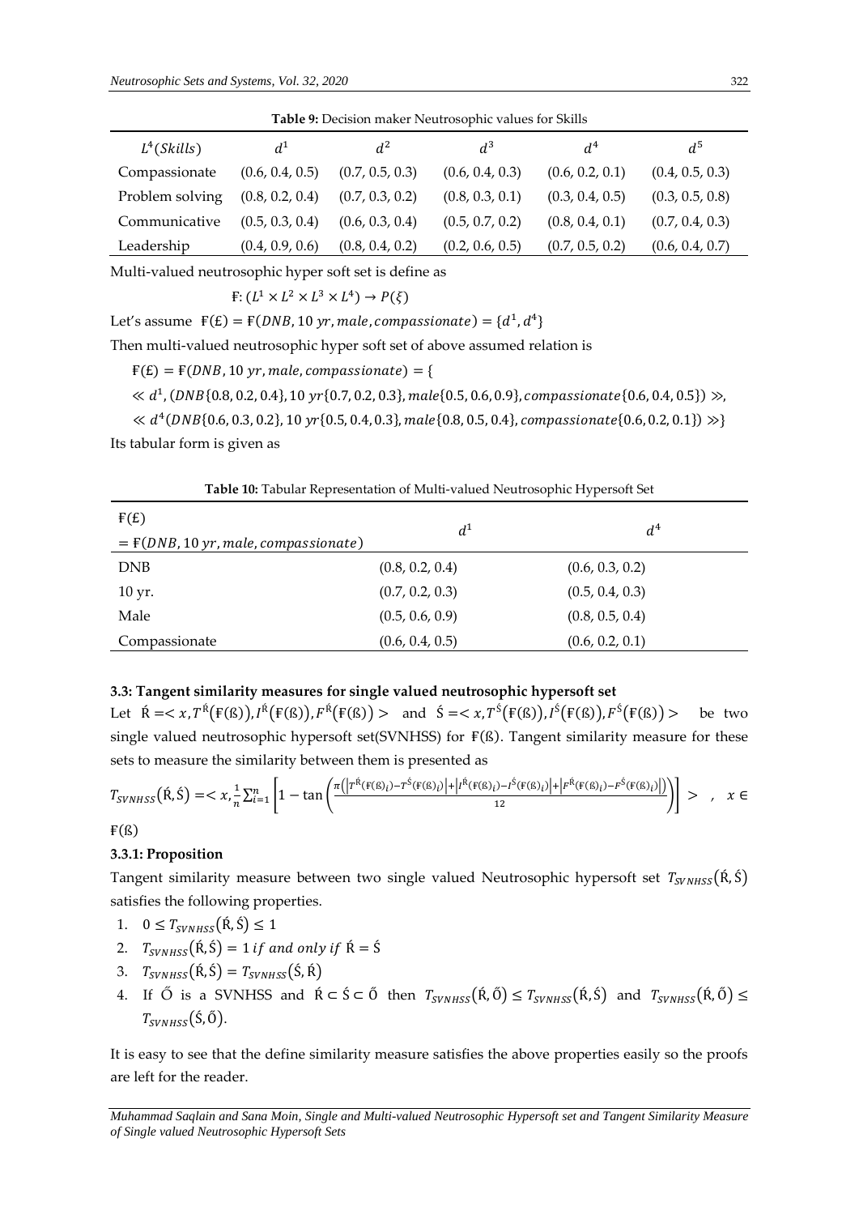**Table 9:** Decision maker Neutrosophic values for Skills

| $L^4(Skills)$ | $d^1$ | $d^2$ | $d^3$ | $d^4$ | $d^5$ |
|---|---|---|---|---|---|
| Compassionate | (0.6, 0.4, 0.5) | (0.7, 0.5, 0.3) | (0.6, 0.4, 0.3) | (0.6, 0.2, 0.1) | (0.4, 0.5, 0.3) |
| Problem solving | (0.8, 0.2, 0.4) | (0.7, 0.3, 0.2) | (0.8, 0.3, 0.1) | (0.3, 0.4, 0.5) | (0.3, 0.5, 0.8) |
| Communicative | (0.5, 0.3, 0.4) | (0.6, 0.3, 0.4) | (0.5, 0.7, 0.2) | (0.8, 0.4, 0.1) | (0.7, 0.4, 0.3) |
| Leadership | (0.4, 0.9, 0.6) | (0.8, 0.4, 0.2) | (0.2, 0.6, 0.5) | (0.7, 0.5, 0.2) | (0.6, 0.4, 0.7) |

Multi-valued neutrosophic hyper soft set is define as

$$Ғ: (L^1 \times L^2 \times L^3 \times L^4) \rightarrow P(\xi)$$

Let's assume $Ғ(£) = Ғ(DNB, 10\ yr, male, compassionate) = \{d^1, d^4\}$

Then multi-valued neutrosophic hyper soft set of above assumed relation is

$Ғ(£) = Ғ(DNB, 10\ yr, male, compassionate) = \{$

$\ll d^1, (DNB\{0.8, 0.2, 0.4\}, 10\ yr\{0.7, 0.2, 0.3\}, male\{0.5, 0.6, 0.9\}, compassionate\{0.6, 0.4, 0.5\}) \gg,$

$\ll d^4 (DNB\{0.6, 0.3, 0.2\}, 10\ yr\{0.5, 0.4, 0.3\}, male\{0.8, 0.5, 0.4\}, compassionate\{0.6, 0.2, 0.1\}) \gg\}$

Its tabular form is given as

**Table 10:** Tabular Representation of Multi-valued Neutrosophic Hypersoft Set

| $Ғ(£) = Ғ(DNB, 10\ yr, male, compassionate)$ | $d^1$ | $d^4$ |
|---|---|---|
| DNB | (0.8, 0.2, 0.4) | (0.6, 0.3, 0.2) |
| 10 yr. | (0.7, 0.2, 0.3) | (0.5, 0.4, 0.3) |
| Male | (0.5, 0.6, 0.9) | (0.8, 0.5, 0.4) |
| Compassionate | (0.6, 0.4, 0.5) | (0.6, 0.2, 0.1) |

### 3.3: Tangent similarity measures for single valued neutrosophic hypersoft set

Let $Ŕ =< x, T^{Ŕ}(Ғ(ß)), I^{Ŕ}(Ғ(ß)), F^{Ŕ}(Ғ(ß)) >$ and $Ś =< x, T^{Ś}(Ғ(ß)), I^{Ś}(Ғ(ß)), F^{Ś}(Ғ(ß)) >$ be two single valued neutrosophic hypersoft set(SVNHSS) for $Ғ(ß)$. Tangent similarity measure for these sets to measure the similarity between them is presented as

$$T_{SVNHSS}(Ŕ, Ś) =< x, \frac{1}{n}\sum_{i=1}^{n}\left[1 - \tan\left(\frac{\pi\left(\left|T^{Ŕ}(Ғ(ß)_i) - T^{Ś}(Ғ(ß)_i)\right| + \left|I^{Ŕ}(Ғ(ß)_i) - I^{Ś}(Ғ(ß)_i)\right| + \left|F^{Ŕ}(Ғ(ß)_i) - F^{Ś}(Ғ(ß)_i)\right|\right)}{12}\right)\right] > \quad , \quad x \in Ғ(ß)$$

#### 3.3.1: Proposition

Tangent similarity measure between two single valued Neutrosophic hypersoft set $T_{SVNHSS}(Ŕ, Ś)$ satisfies the following properties.

1. $0 \leq T_{SVNHSS}(Ŕ, Ś) \leq 1$
2. $T_{SVNHSS}(Ŕ, Ś) = 1\ if\ and\ only\ if\ Ŕ = Ś$
3. $T_{SVNHSS}(Ŕ, Ś) = T_{SVNHSS}(Ś, Ŕ)$
4. If $Ő$ is a SVNHSS and $Ŕ \subset Ś \subset Ő$ then $T_{SVNHSS}(Ŕ, Ő) \leq T_{SVNHSS}(Ŕ, Ś)$ and $T_{SVNHSS}(Ŕ, Ő) \leq T_{SVNHSS}(Ś, Ő)$.

It is easy to see that the define similarity measure satisfies the above properties easily so the proofs are left for the reader.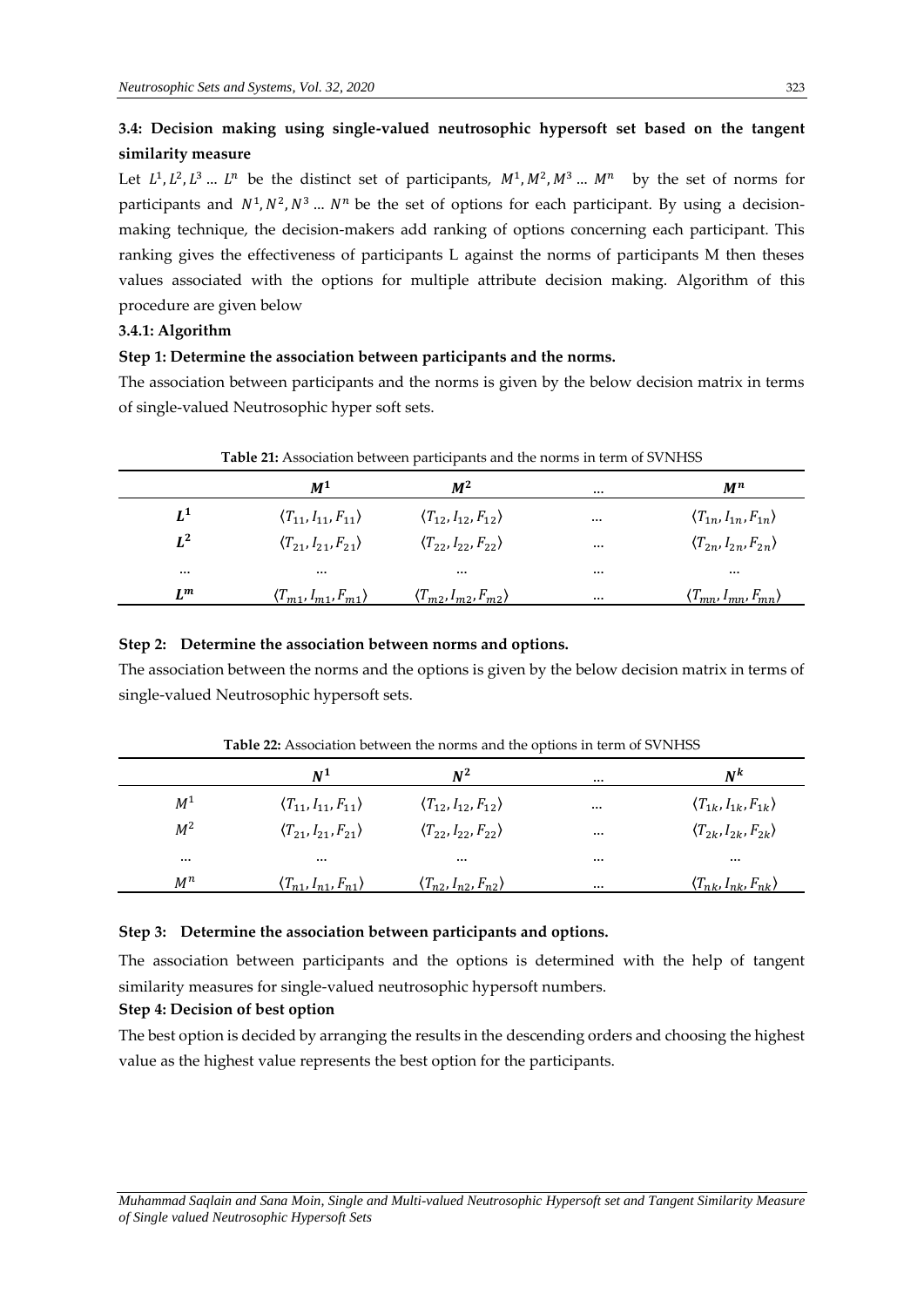### 3.4: Decision making using single-valued neutrosophic hypersoft set based on the tangent similarity measure

Let $L^1, L^2, L^3 \ldots L^n$ be the distinct set of participants, $M^1, M^2, M^3 \ldots M^n$ by the set of norms for participants and $N^1, N^2, N^3 \ldots N^n$ be the set of options for each participant. By using a decision-making technique, the decision-makers add ranking of options concerning each participant. This ranking gives the effectiveness of participants L against the norms of participants M then theses values associated with the options for multiple attribute decision making. Algorithm of this procedure are given below

#### 3.4.1: Algorithm

**Step 1: Determine the association between participants and the norms.**

The association between participants and the norms is given by the below decision matrix in terms of single-valued Neutrosophic hyper soft sets.

**Table 21:** Association between participants and the norms in term of SVNHSS

| | $M^1$ | $M^2$ | … | $M^n$ |
|---|---|---|---|---|
| $L^1$ | $\langle T_{11}, I_{11}, F_{11}\rangle$ | $\langle T_{12}, I_{12}, F_{12}\rangle$ | … | $\langle T_{1n}, I_{1n}, F_{1n}\rangle$ |
| $L^2$ | $\langle T_{21}, I_{21}, F_{21}\rangle$ | $\langle T_{22}, I_{22}, F_{22}\rangle$ | … | $\langle T_{2n}, I_{2n}, F_{2n}\rangle$ |
| … | … | … | … | … |
| $L^m$ | $\langle T_{m1}, I_{m1}, F_{m1}\rangle$ | $\langle T_{m2}, I_{m2}, F_{m2}\rangle$ | … | $\langle T_{mn}, I_{mn}, F_{mn}\rangle$ |

**Step 2: Determine the association between norms and options.**

The association between the norms and the options is given by the below decision matrix in terms of single-valued Neutrosophic hypersoft sets.

**Table 22:** Association between the norms and the options in term of SVNHSS

| | $N^1$ | $N^2$ | … | $N^k$ |
|---|---|---|---|---|
| $M^1$ | $\langle T_{11}, I_{11}, F_{11}\rangle$ | $\langle T_{12}, I_{12}, F_{12}\rangle$ | … | $\langle T_{1k}, I_{1k}, F_{1k}\rangle$ |
| $M^2$ | $\langle T_{21}, I_{21}, F_{21}\rangle$ | $\langle T_{22}, I_{22}, F_{22}\rangle$ | … | $\langle T_{2k}, I_{2k}, F_{2k}\rangle$ |
| … | … | … | … | … |
| $M^n$ | $\langle T_{n1}, I_{n1}, F_{n1}\rangle$ | $\langle T_{n2}, I_{n2}, F_{n2}\rangle$ | … | $\langle T_{nk}, I_{nk}, F_{nk}\rangle$ |

**Step 3: Determine the association between participants and options.**

The association between participants and the options is determined with the help of tangent similarity measures for single-valued neutrosophic hypersoft numbers.

**Step 4: Decision of best option**

The best option is decided by arranging the results in the descending orders and choosing the highest value as the highest value represents the best option for the participants.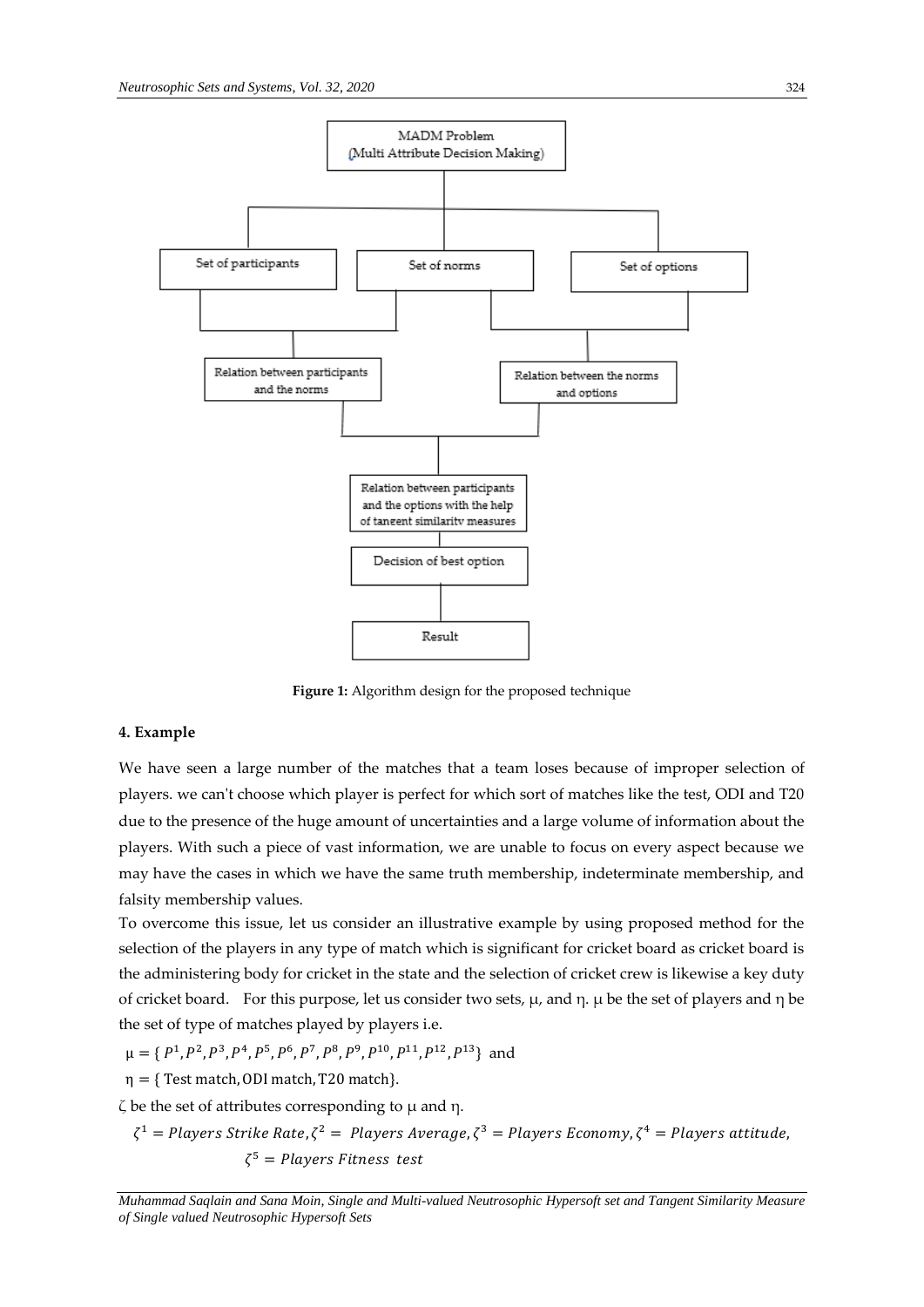MADM Problem
(Multi Attribute Decision Making)

Set of participants

Set of norms

Set of options

Relation between participants and the norms

Relation between the norms and options

Relation between participants and the options with the help of tangent similarity measures

Decision of best option

Result

**Figure 1:** Algorithm design for the proposed technique

### 4. Example

We have seen a large number of the matches that a team loses because of improper selection of players. we can't choose which player is perfect for which sort of matches like the test, ODI and T20 due to the presence of the huge amount of uncertainties and a large volume of information about the players. With such a piece of vast information, we are unable to focus on every aspect because we may have the cases in which we have the same truth membership, indeterminate membership, and falsity membership values.

To overcome this issue, let us consider an illustrative example by using proposed method for the selection of the players in any type of match which is significant for cricket board as cricket board is the administering body for cricket in the state and the selection of cricket crew is likewise a key duty of cricket board. For this purpose, let us consider two sets, μ, and η. μ be the set of players and η be the set of type of matches played by players i.e.

$\mu = \{ P^1, P^2, P^3, P^4, P^5, P^6, P^7, P^8, P^9, P^{10}, P^{11}, P^{12}, P^{13}\}$ and

$\eta = \{ \text{Test match}, \text{ODI match}, \text{T20 match}\}$.

ζ be the set of attributes corresponding to μ and η.

$$\zeta^1 = Players\ Strike\ Rate, \zeta^2 = \ Players\ Average, \zeta^3 = Players\ Economy, \zeta^4 = Players\ attitude,$$
$$\zeta^5 = Players\ Fitness\ \ test$$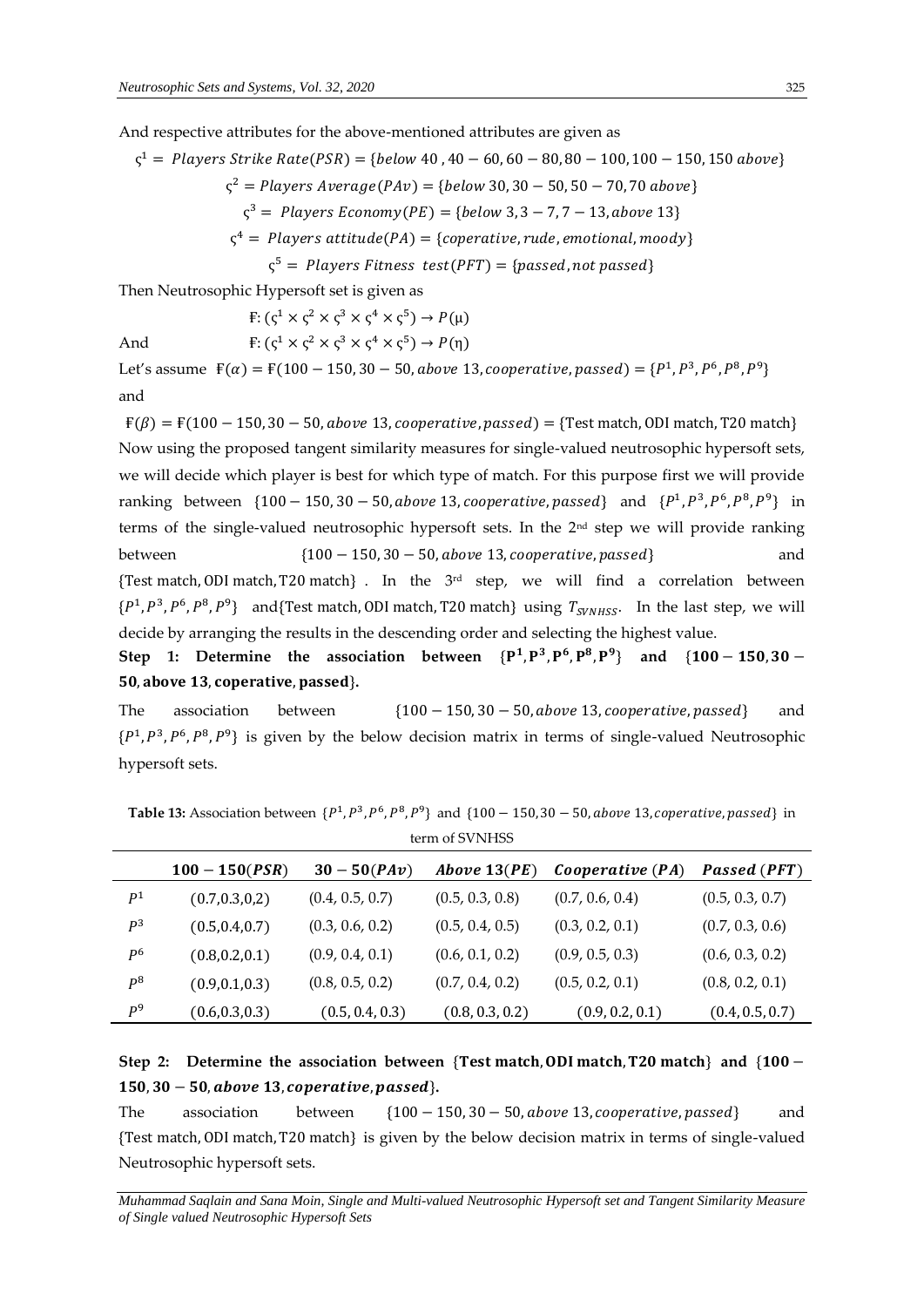And respective attributes for the above-mentioned attributes are given as

$$\varsigma^1 = \text{Players Strike Rate}(PSR) = \{below\ 40\ , 40-60, 60-80, 80-100, 100-150, 150\ above\}$$

$$\varsigma^2 = \text{Players Average}(PAv) = \{below\ 30, 30-50, 50-70, 70\ above\}$$

$$\varsigma^3 = \text{Players Economy}(PE) = \{below\ 3, 3-7, 7-13, above\ 13\}$$

$$\varsigma^4 = \text{Players attitude}(PA) = \{coperative, rude, emotional, moody\}$$

$$\varsigma^5 = \text{Players Fitness test}(PFT) = \{passed, not\ passed\}$$

Then Neutrosophic Hypersoft set is given as

$$₣: (\varsigma^1 \times \varsigma^2 \times \varsigma^3 \times \varsigma^4 \times \varsigma^5) \rightarrow P(\mu)$$

And

$$₣: (\varsigma^1 \times \varsigma^2 \times \varsigma^3 \times \varsigma^4 \times \varsigma^5) \rightarrow P(\eta)$$

Let's assume $₣(\alpha) = ₣(100-150, 30-50, above\ 13, cooperative, passed) = \{P^1, P^3, P^6, P^8, P^9\}$ and

$₣(\beta) = ₣(100-150, 30-50, above\ 13, cooperative, passed) = \{\text{Test match, ODI match, T20 match}\}$

Now using the proposed tangent similarity measures for single-valued neutrosophic hypersoft sets, we will decide which player is best for which type of match. For this purpose first we will provide ranking between $\{100-150, 30-50, above\ 13, cooperative, passed\}$ and $\{P^1, P^3, P^6, P^8, P^9\}$ in terms of the single-valued neutrosophic hypersoft sets. In the 2nd step we will provide ranking between $\{100-150, 30-50, above\ 13, cooperative, passed\}$ and $\{\text{Test match, ODI match, T20 match}\}$. In the 3rd step, we will find a correlation between $\{P^1, P^3, P^6, P^8, P^9\}$ and $\{\text{Test match, ODI match, T20 match}\}$ using $T_{SVNHSS}$. In the last step, we will decide by arranging the results in the descending order and selecting the highest value.

**Step 1: Determine the association between $\{P^1, P^3, P^6, P^8, P^9\}$ and $\{100-150, 30-50, \text{above } 13, \text{coperative}, \text{passed}\}$.**

The association between $\{100-150, 30-50, above\ 13, cooperative, passed\}$ and $\{P^1, P^3, P^6, P^8, P^9\}$ is given by the below decision matrix in terms of single-valued Neutrosophic hypersoft sets.

**Table 13:** Association between $\{P^1, P^3, P^6, P^8, P^9\}$ and $\{100-150, 30-50, above\ 13, coperative, passed\}$ in term of SVNHSS

| | $100-150(PSR)$ | $30-50(PAv)$ | *Above* $13(PE)$ | *Cooperative* $(PA)$ | *Passed* $(PFT)$ |
|---|---|---|---|---|---|
| $P^1$ | (0.7,0.3,0,2) | (0.4, 0.5, 0.7) | (0.5, 0.3, 0.8) | (0.7, 0.6, 0.4) | (0.5, 0.3, 0.7) |
| $P^3$ | (0.5,0.4,0.7) | (0.3, 0.6, 0.2) | (0.5, 0.4, 0.5) | (0.3, 0.2, 0.1) | (0.7, 0.3, 0.6) |
| $P^6$ | (0.8,0.2,0.1) | (0.9, 0.4, 0.1) | (0.6, 0.1, 0.2) | (0.9, 0.5, 0.3) | (0.6, 0.3, 0.2) |
| $P^8$ | (0.9,0.1,0.3) | (0.8, 0.5, 0.2) | (0.7, 0.4, 0.2) | (0.5, 0.2, 0.1) | (0.8, 0.2, 0.1) |
| $P^9$ | (0.6,0.3,0.3) | (0.5, 0.4, 0.3) | (0.8, 0.3, 0.2) | (0.9, 0.2, 0.1) | (0.4, 0.5, 0.7) |

**Step 2: Determine the association between $\{\text{Test match, ODI match, T20 match}\}$ and $\{100-150, 30-50, above\ 13, coperative, passed\}$.**

The association between $\{100-150, 30-50, above\ 13, cooperative, passed\}$ and $\{\text{Test match, ODI match, T20 match}\}$ is given by the below decision matrix in terms of single-valued Neutrosophic hypersoft sets.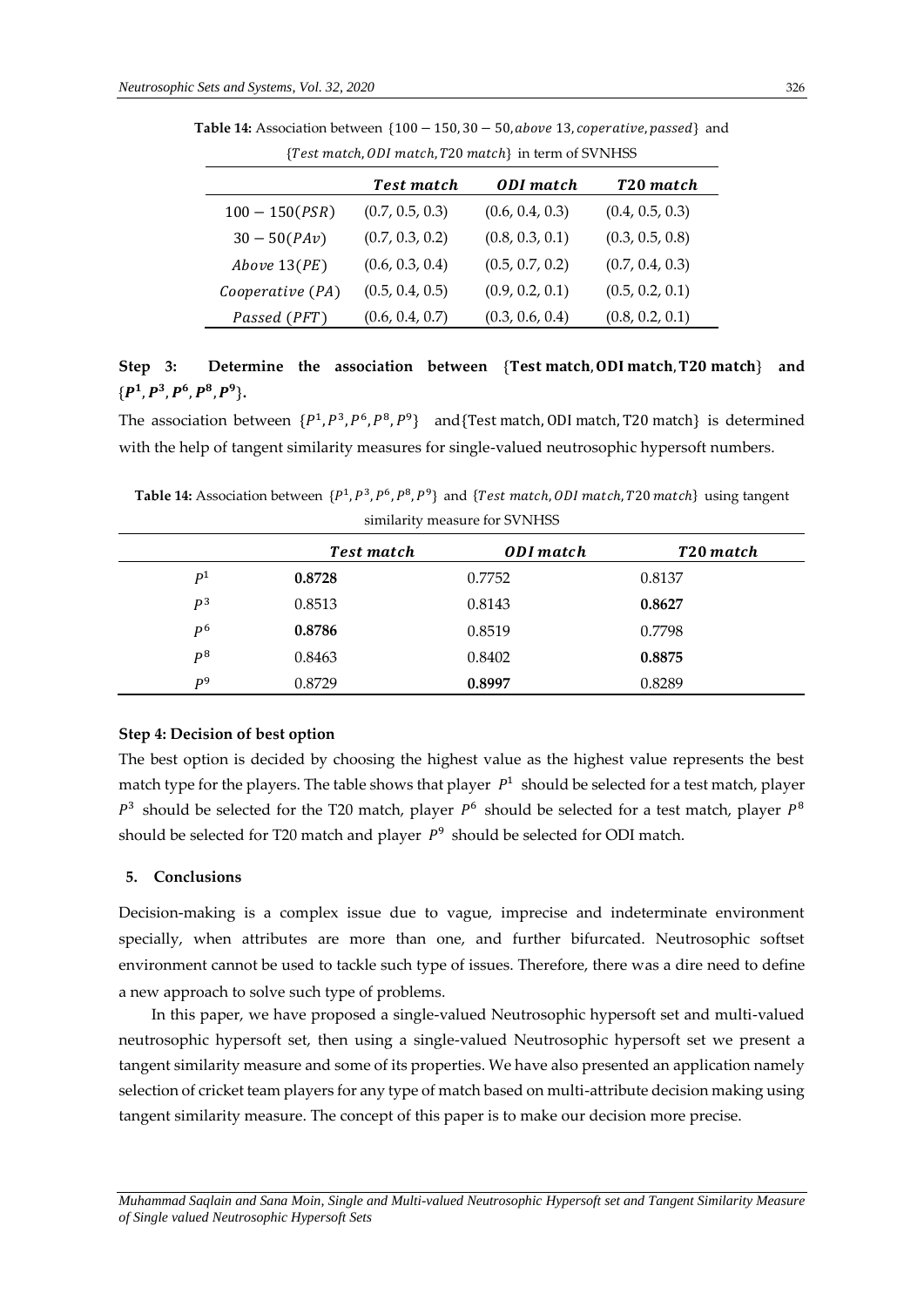**Table 14:** Association between $\{100-150, 30-50, above\ 13, coperative, passed\}$ and $\{Test\ match, ODI\ match, T20\ match\}$ in term of SVNHSS

| | *Test match* | *ODI match* | *T20 match* |
|---|---|---|---|
| $100-150(PSR)$ | (0.7, 0.5, 0.3) | (0.6, 0.4, 0.3) | (0.4, 0.5, 0.3) |
| $30-50(PAv)$ | (0.7, 0.3, 0.2) | (0.8, 0.3, 0.1) | (0.3, 0.5, 0.8) |
| $Above\ 13(PE)$ | (0.6, 0.3, 0.4) | (0.5, 0.7, 0.2) | (0.7, 0.4, 0.3) |
| $Cooperative\ (PA)$ | (0.5, 0.4, 0.5) | (0.9, 0.2, 0.1) | (0.5, 0.2, 0.1) |
| $Passed\ (PFT)$ | (0.6, 0.4, 0.7) | (0.3, 0.6, 0.4) | (0.8, 0.2, 0.1) |

### Step 3: Determine the association between {Test match, ODI match, T20 match} and $\{P^1, P^3, P^6, P^8, P^9\}$.

The association between $\{P^1, P^3, P^6, P^8, P^9\}$ and{Test match, ODI match, T20 match} is determined with the help of tangent similarity measures for single-valued neutrosophic hypersoft numbers.

**Table 14:** Association between $\{P^1, P^3, P^6, P^8, P^9\}$ and $\{Test\ match, ODI\ match, T20\ match\}$ using tangent similarity measure for SVNHSS

| | *Test match* | *ODI match* | *T20 match* |
|---|---|---|---|
| $P^1$ | **0.8728** | 0.7752 | 0.8137 |
| $P^3$ | 0.8513 | 0.8143 | **0.8627** |
| $P^6$ | **0.8786** | 0.8519 | 0.7798 |
| $P^8$ | 0.8463 | 0.8402 | **0.8875** |
| $P^9$ | 0.8729 | **0.8997** | 0.8289 |

### Step 4: Decision of best option

The best option is decided by choosing the highest value as the highest value represents the best match type for the players. The table shows that player $P^1$ should be selected for a test match, player $P^3$ should be selected for the T20 match, player $P^6$ should be selected for a test match, player $P^8$ should be selected for T20 match and player $P^9$ should be selected for ODI match.

## 5. Conclusions

Decision-making is a complex issue due to vague, imprecise and indeterminate environment specially, when attributes are more than one, and further bifurcated. Neutrosophic softset environment cannot be used to tackle such type of issues. Therefore, there was a dire need to define a new approach to solve such type of problems.

In this paper, we have proposed a single-valued Neutrosophic hypersoft set and multi-valued neutrosophic hypersoft set, then using a single-valued Neutrosophic hypersoft set we present a tangent similarity measure and some of its properties. We have also presented an application namely selection of cricket team players for any type of match based on multi-attribute decision making using tangent similarity measure. The concept of this paper is to make our decision more precise.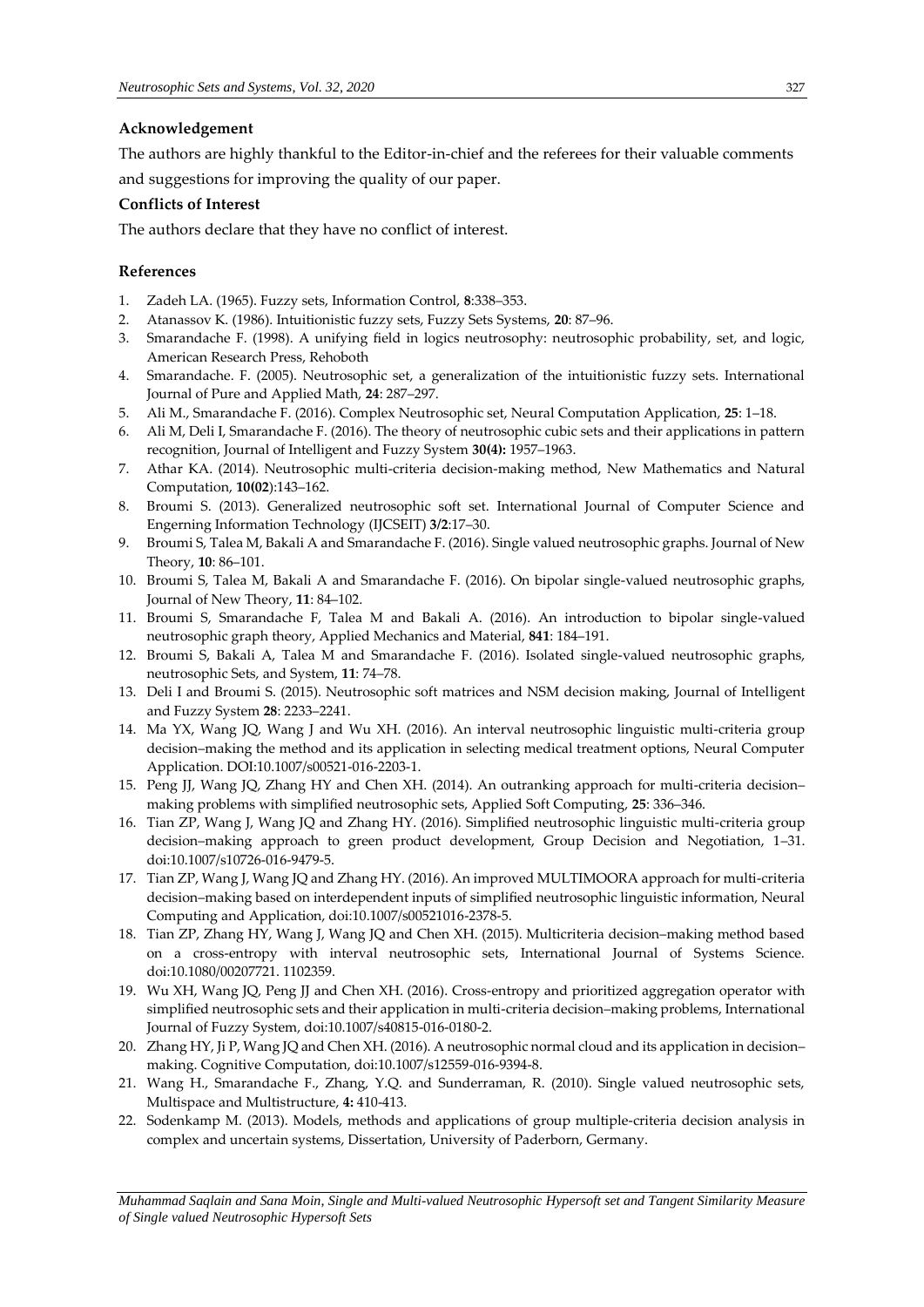**Acknowledgement**

The authors are highly thankful to the Editor-in-chief and the referees for their valuable comments and suggestions for improving the quality of our paper.

**Conflicts of Interest**

The authors declare that they have no conflict of interest.

## References

1. Zadeh LA. (1965). Fuzzy sets, Information Control, **8**:338–353.
2. Atanassov K. (1986). Intuitionistic fuzzy sets, Fuzzy Sets Systems, **20**: 87–96.
3. Smarandache F. (1998). A unifying field in logics neutrosophy: neutrosophic probability, set, and logic, American Research Press, Rehoboth
4. Smarandache. F. (2005). Neutrosophic set, a generalization of the intuitionistic fuzzy sets. International Journal of Pure and Applied Math, **24**: 287–297.
5. Ali M., Smarandache F. (2016). Complex Neutrosophic set, Neural Computation Application, **25**: 1–18.
6. Ali M, Deli I, Smarandache F. (2016). The theory of neutrosophic cubic sets and their applications in pattern recognition, Journal of Intelligent and Fuzzy System **30(4):** 1957–1963.
7. Athar KA. (2014). Neutrosophic multi-criteria decision-making method, New Mathematics and Natural Computation, **10(02**):143–162.
8. Broumi S. (2013). Generalized neutrosophic soft set. International Journal of Computer Science and Engerning Information Technology (IJCSEIT) **3/2**:17–30.
9. Broumi S, Talea M, Bakali A and Smarandache F. (2016). Single valued neutrosophic graphs. Journal of New Theory, **10**: 86–101.
10. Broumi S, Talea M, Bakali A and Smarandache F. (2016). On bipolar single-valued neutrosophic graphs, Journal of New Theory, **11**: 84–102.
11. Broumi S, Smarandache F, Talea M and Bakali A. (2016). An introduction to bipolar single-valued neutrosophic graph theory, Applied Mechanics and Material, **841**: 184–191.
12. Broumi S, Bakali A, Talea M and Smarandache F. (2016). Isolated single-valued neutrosophic graphs, neutrosophic Sets, and System, **11**: 74–78.
13. Deli I and Broumi S. (2015). Neutrosophic soft matrices and NSM decision making, Journal of Intelligent and Fuzzy System **28**: 2233–2241.
14. Ma YX, Wang JQ, Wang J and Wu XH. (2016). An interval neutrosophic linguistic multi-criteria group decision–making the method and its application in selecting medical treatment options, Neural Computer Application. DOI:10.1007/s00521-016-2203-1.
15. Peng JJ, Wang JQ, Zhang HY and Chen XH. (2014). An outranking approach for multi-criteria decision–making problems with simplified neutrosophic sets, Applied Soft Computing, **25**: 336–346.
16. Tian ZP, Wang J, Wang JQ and Zhang HY. (2016). Simplified neutrosophic linguistic multi-criteria group decision–making approach to green product development, Group Decision and Negotiation, 1–31. doi:10.1007/s10726-016-9479-5.
17. Tian ZP, Wang J, Wang JQ and Zhang HY. (2016). An improved MULTIMOORA approach for multi-criteria decision–making based on interdependent inputs of simplified neutrosophic linguistic information, Neural Computing and Application, doi:10.1007/s00521016-2378-5.
18. Tian ZP, Zhang HY, Wang J, Wang JQ and Chen XH. (2015). Multicriteria decision–making method based on a cross-entropy with interval neutrosophic sets, International Journal of Systems Science. doi:10.1080/00207721. 1102359.
19. Wu XH, Wang JQ, Peng JJ and Chen XH. (2016). Cross-entropy and prioritized aggregation operator with simplified neutrosophic sets and their application in multi-criteria decision–making problems, International Journal of Fuzzy System, doi:10.1007/s40815-016-0180-2.
20. Zhang HY, Ji P, Wang JQ and Chen XH. (2016). A neutrosophic normal cloud and its application in decision–making. Cognitive Computation, doi:10.1007/s12559-016-9394-8.
21. Wang H., Smarandache F., Zhang, Y.Q. and Sunderraman, R. (2010). Single valued neutrosophic sets, Multispace and Multistructure, **4:** 410-413.
22. Sodenkamp M. (2013). Models, methods and applications of group multiple-criteria decision analysis in complex and uncertain systems, Dissertation, University of Paderborn, Germany.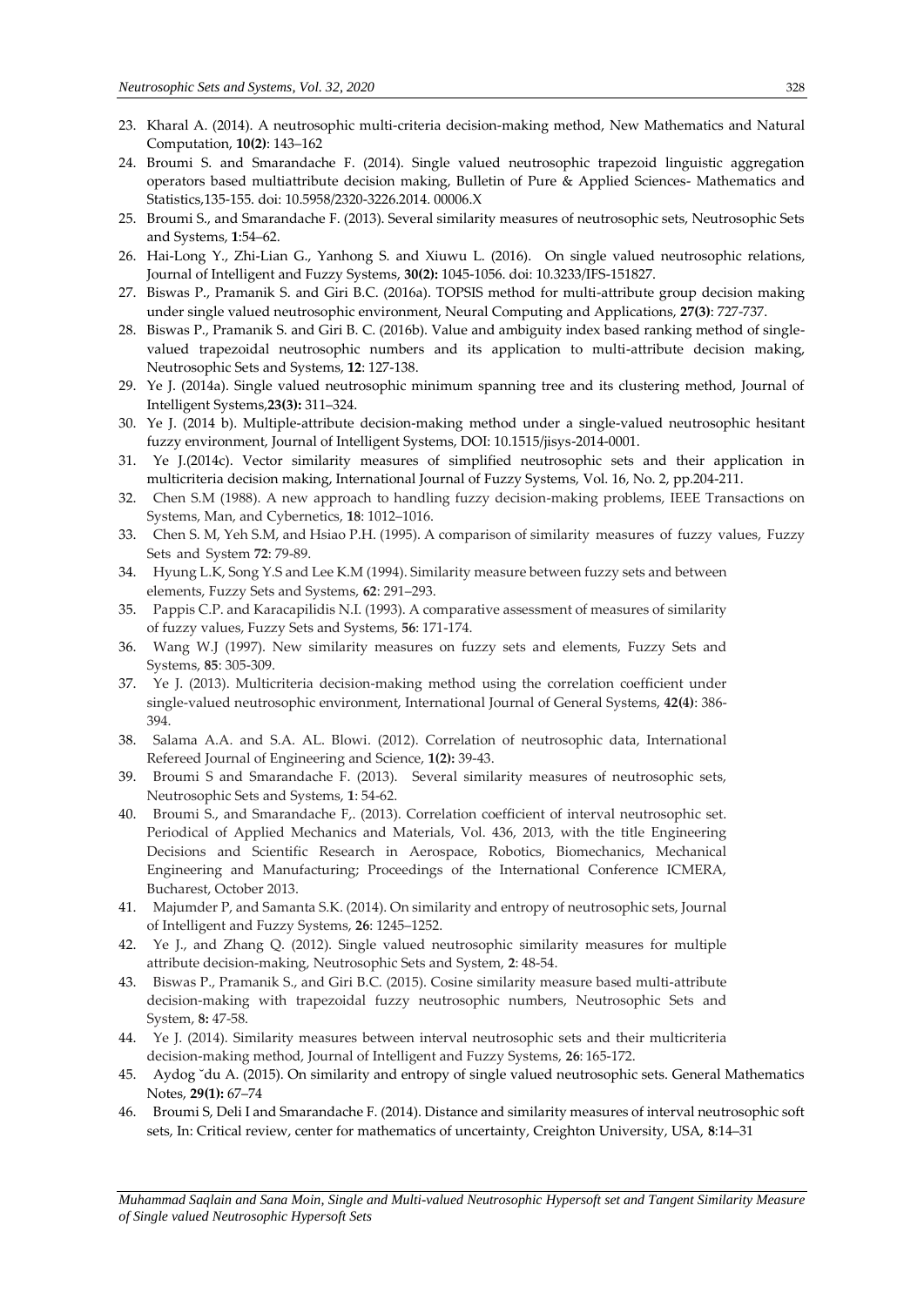23. Kharal A. (2014). A neutrosophic multi-criteria decision-making method, New Mathematics and Natural Computation, **10(2)**: 143–162
24. Broumi S. and Smarandache F. (2014). Single valued neutrosophic trapezoid linguistic aggregation operators based multiattribute decision making, Bulletin of Pure & Applied Sciences- Mathematics and Statistics,135-155. doi: 10.5958/2320-3226.2014. 00006.X
25. Broumi S., and Smarandache F. (2013). Several similarity measures of neutrosophic sets, Neutrosophic Sets and Systems, **1**:54–62.
26. Hai-Long Y., Zhi-Lian G., Yanhong S. and Xiuwu L. (2016). On single valued neutrosophic relations, Journal of Intelligent and Fuzzy Systems, **30(2):** 1045-1056. doi: 10.3233/IFS-151827.
27. Biswas P., Pramanik S. and Giri B.C. (2016a). TOPSIS method for multi-attribute group decision making under single valued neutrosophic environment, Neural Computing and Applications, **27(3)**: 727-737.
28. Biswas P., Pramanik S. and Giri B. C. (2016b). Value and ambiguity index based ranking method of single-valued trapezoidal neutrosophic numbers and its application to multi-attribute decision making, Neutrosophic Sets and Systems, **12**: 127-138.
29. Ye J. (2014a). Single valued neutrosophic minimum spanning tree and its clustering method, Journal of Intelligent Systems,**23(3):** 311–324.
30. Ye J. (2014 b). Multiple-attribute decision-making method under a single-valued neutrosophic hesitant fuzzy environment, Journal of Intelligent Systems, DOI: 10.1515/jisys-2014-0001.
31. Ye J.(2014c). Vector similarity measures of simplified neutrosophic sets and their application in multicriteria decision making, International Journal of Fuzzy Systems, Vol. 16, No. 2, pp.204-211.
32. Chen S.M (1988). A new approach to handling fuzzy decision-making problems, IEEE Transactions on Systems, Man, and Cybernetics, **18**: 1012–1016.
33. Chen S. M, Yeh S.M, and Hsiao P.H. (1995). A comparison of similarity measures of fuzzy values, Fuzzy Sets and System **72**: 79-89.
34. Hyung L.K, Song Y.S and Lee K.M (1994). Similarity measure between fuzzy sets and between elements, Fuzzy Sets and Systems, **62**: 291–293.
35. Pappis C.P. and Karacapilidis N.I. (1993). A comparative assessment of measures of similarity of fuzzy values, Fuzzy Sets and Systems, **56**: 171-174.
36. Wang W.J (1997). New similarity measures on fuzzy sets and elements, Fuzzy Sets and Systems, **85**: 305-309.
37. Ye J. (2013). Multicriteria decision-making method using the correlation coefficient under single-valued neutrosophic environment, International Journal of General Systems, **42(4)**: 386-394.
38. Salama A.A. and S.A. AL. Blowi. (2012). Correlation of neutrosophic data, International Refereed Journal of Engineering and Science, **1(2):** 39-43.
39. Broumi S and Smarandache F. (2013). Several similarity measures of neutrosophic sets, Neutrosophic Sets and Systems, **1**: 54-62.
40. Broumi S., and Smarandache F,. (2013). Correlation coefficient of interval neutrosophic set. Periodical of Applied Mechanics and Materials, Vol. 436, 2013, with the title Engineering Decisions and Scientific Research in Aerospace, Robotics, Biomechanics, Mechanical Engineering and Manufacturing; Proceedings of the International Conference ICMERA, Bucharest, October 2013.
41. Majumder P, and Samanta S.K. (2014). On similarity and entropy of neutrosophic sets, Journal of Intelligent and Fuzzy Systems, **26**: 1245–1252.
42. Ye J., and Zhang Q. (2012). Single valued neutrosophic similarity measures for multiple attribute decision-making, Neutrosophic Sets and System, **2**: 48-54.
43. Biswas P., Pramanik S., and Giri B.C. (2015). Cosine similarity measure based multi-attribute decision-making with trapezoidal fuzzy neutrosophic numbers, Neutrosophic Sets and System, **8:** 47-58.
44. Ye J. (2014). Similarity measures between interval neutrosophic sets and their multicriteria decision-making method, Journal of Intelligent and Fuzzy Systems, **26**: 165-172.
45. Aydog ˘du A. (2015). On similarity and entropy of single valued neutrosophic sets. General Mathematics Notes, **29(1):** 67–74
46. Broumi S, Deli I and Smarandache F. (2014). Distance and similarity measures of interval neutrosophic soft sets, In: Critical review, center for mathematics of uncertainty, Creighton University, USA, **8**:14–31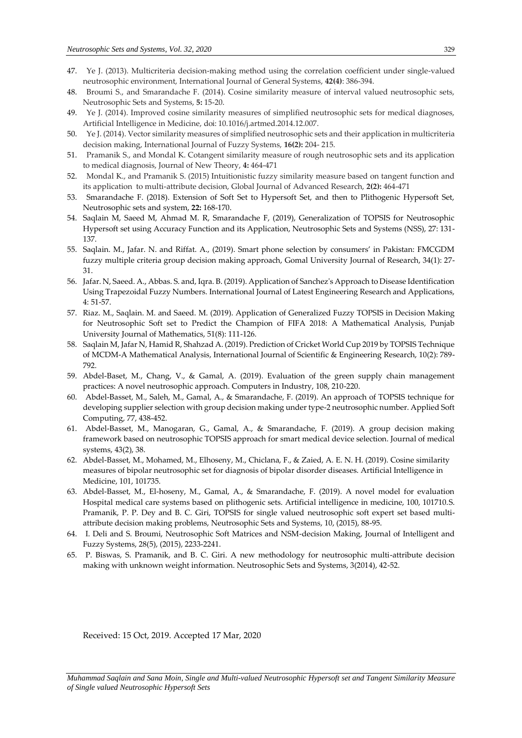47. Ye J. (2013). Multicriteria decision-making method using the correlation coefficient under single-valued neutrosophic environment, International Journal of General Systems, **42(4)**: 386-394.
48. Broumi S., and Smarandache F. (2014). Cosine similarity measure of interval valued neutrosophic sets, Neutrosophic Sets and Systems, **5:** 15-20.
49. Ye J. (2014). Improved cosine similarity measures of simplified neutrosophic sets for medical diagnoses, Artificial Intelligence in Medicine, doi: 10.1016/j.artmed.2014.12.007.
50. Ye J. (2014). Vector similarity measures of simplified neutrosophic sets and their application in multicriteria decision making, International Journal of Fuzzy Systems, **16(2):** 204- 215.
51. Pramanik S., and Mondal K. Cotangent similarity measure of rough neutrosophic sets and its application to medical diagnosis, Journal of New Theory, **4:** 464-471
52. Mondal K., and Pramanik S. (2015) Intuitionistic fuzzy similarity measure based on tangent function and its application to multi-attribute decision, Global Journal of Advanced Research, **2(2):** 464-471
53. Smarandache F. (2018). Extension of Soft Set to Hypersoft Set, and then to Plithogenic Hypersoft Set, Neutrosophic sets and system, **22:** 168-170.
54. Saqlain M, Saeed M, Ahmad M. R, Smarandache F, (2019), Generalization of TOPSIS for Neutrosophic Hypersoft set using Accuracy Function and its Application, Neutrosophic Sets and Systems (NSS), 27: 131-137.
55. Saqlain. M., Jafar. N. and Riffat. A., (2019). Smart phone selection by consumers' in Pakistan: FMCGDM fuzzy multiple criteria group decision making approach, Gomal University Journal of Research, 34(1): 27-31.
56. Jafar. N, Saeed. A., Abbas. S. and, Iqra. B. (2019). Application of Sanchez's Approach to Disease Identification Using Trapezoidal Fuzzy Numbers. International Journal of Latest Engineering Research and Applications, 4: 51-57.
57. Riaz. M., Saqlain. M. and Saeed. M. (2019). Application of Generalized Fuzzy TOPSIS in Decision Making for Neutrosophic Soft set to Predict the Champion of FIFA 2018: A Mathematical Analysis, Punjab University Journal of Mathematics, 51(8): 111-126.
58. Saqlain M, Jafar N, Hamid R, Shahzad A. (2019). Prediction of Cricket World Cup 2019 by TOPSIS Technique of MCDM-A Mathematical Analysis, International Journal of Scientific & Engineering Research, 10(2): 789-792.
59. Abdel-Baset, M., Chang, V., & Gamal, A. (2019). Evaluation of the green supply chain management practices: A novel neutrosophic approach. Computers in Industry, 108, 210-220.
60. Abdel-Basset, M., Saleh, M., Gamal, A., & Smarandache, F. (2019). An approach of TOPSIS technique for developing supplier selection with group decision making under type-2 neutrosophic number. Applied Soft Computing, 77, 438-452.
61. Abdel-Basset, M., Manogaran, G., Gamal, A., & Smarandache, F. (2019). A group decision making framework based on neutrosophic TOPSIS approach for smart medical device selection. Journal of medical systems, 43(2), 38.
62. Abdel-Basset, M., Mohamed, M., Elhoseny, M., Chiclana, F., & Zaied, A. E. N. H. (2019). Cosine similarity measures of bipolar neutrosophic set for diagnosis of bipolar disorder diseases. Artificial Intelligence in Medicine, 101, 101735.
63. Abdel-Basset, M., El-hoseny, M., Gamal, A., & Smarandache, F. (2019). A novel model for evaluation Hospital medical care systems based on plithogenic sets. Artificial intelligence in medicine, 100, 101710.S. Pramanik, P. P. Dey and B. C. Giri, TOPSIS for single valued neutrosophic soft expert set based multi-attribute decision making problems, Neutrosophic Sets and Systems, 10, (2015), 88-95.
64. I. Deli and S. Broumi, Neutrosophic Soft Matrices and NSM-decision Making, Journal of Intelligent and Fuzzy Systems, 28(5), (2015), 2233-2241.
65. P. Biswas, S. Pramanik, and B. C. Giri. A new methodology for neutrosophic multi-attribute decision making with unknown weight information. Neutrosophic Sets and Systems, 3(2014), 42-52.

Received: 15 Oct, 2019. Accepted 17 Mar, 2020